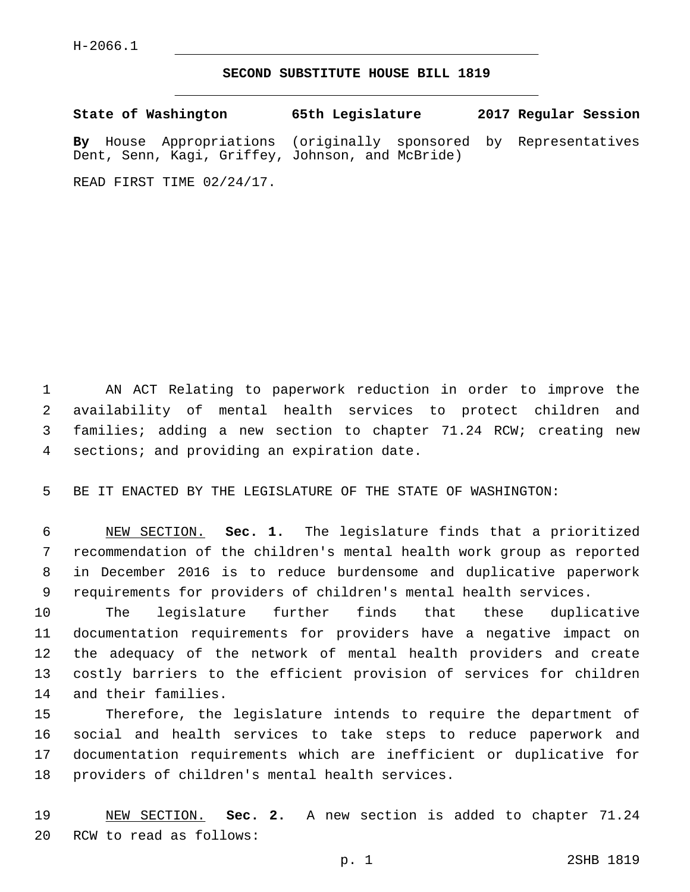H-2066.1

# SECOND SUBSTITUTE HOUSE BILL 1819

**State of Washington 65th Legislature 2017 Regular Session**

**By** House Appropriations (originally sponsored by Representatives Dent, Senn, Kagi, Griffey, Johnson, and McBride)

READ FIRST TIME 02/24/17.

AN ACT Relating to paperwork reduction in order to improve the availability of mental health services to protect children and families; adding a new section to chapter 71.24 RCW; creating new sections; and providing an expiration date.

BE IT ENACTED BY THE LEGISLATURE OF THE STATE OF WASHINGTON:

NEW SECTION. **Sec. 1.** The legislature finds that a prioritized recommendation of the children's mental health work group as reported in December 2016 is to reduce burdensome and duplicative paperwork requirements for providers of children's mental health services.

The legislature further finds that these duplicative documentation requirements for providers have a negative impact on the adequacy of the network of mental health providers and create costly barriers to the efficient provision of services for children and their families.

Therefore, the legislature intends to require the department of social and health services to take steps to reduce paperwork and documentation requirements which are inefficient or duplicative for providers of children's mental health services.

NEW SECTION. **Sec. 2.** A new section is added to chapter 71.24 RCW to read as follows: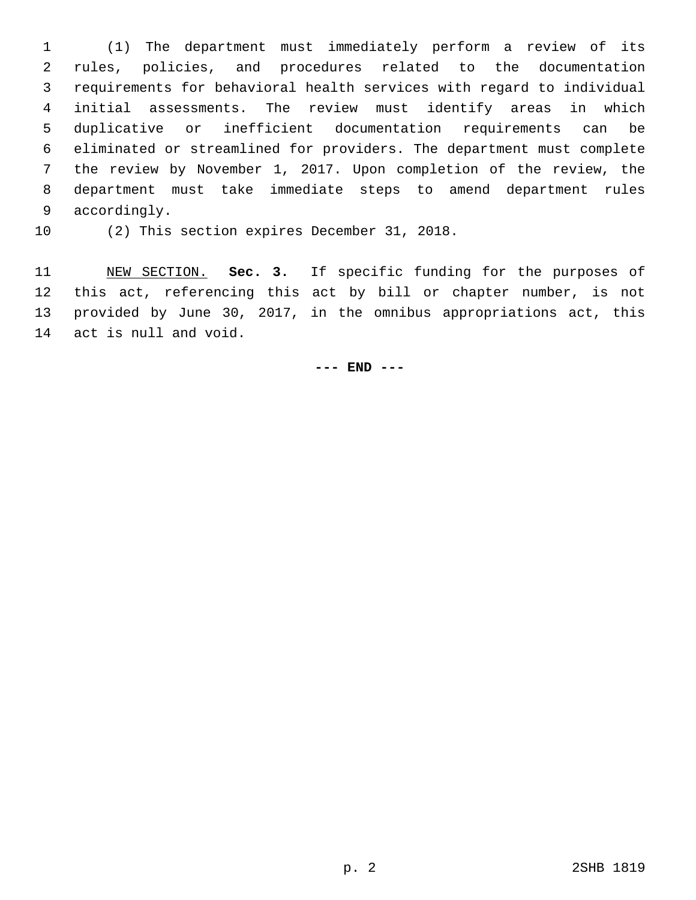(1) The department must immediately perform a review of its rules, policies, and procedures related to the documentation requirements for behavioral health services with regard to individual initial assessments. The review must identify areas in which duplicative or inefficient documentation requirements can be eliminated or streamlined for providers. The department must complete the review by November 1, 2017. Upon completion of the review, the department must take immediate steps to amend department rules accordingly.

(2) This section expires December 31, 2018.

NEW SECTION. **Sec. 3.** If specific funding for the purposes of this act, referencing this act by bill or chapter number, is not provided by June 30, 2017, in the omnibus appropriations act, this act is null and void.

**--- END ---**